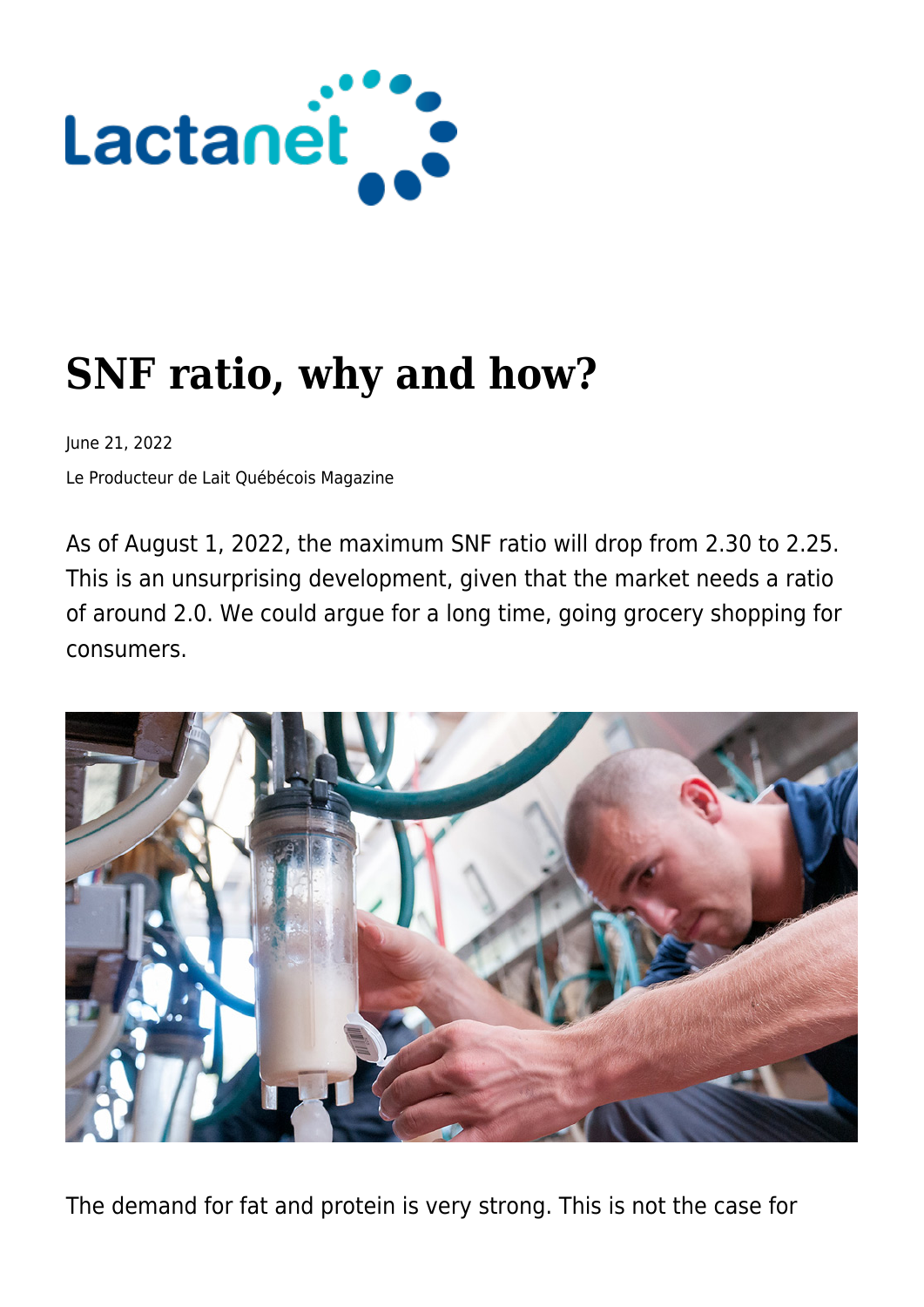# SNF ratio, why and how?

June 21, 2022

Le Producteur de Lait Québécois Magazine

As of August 1, 2022, the maximum SNF ratio will drop from 2.30 to 2.25. This is an unsurprising development, given that the market needs a ratio of around 2.0. We could argue for a long time, going grocery shopping for consumers.

The demand for fat and protein is very strong. This is not the case for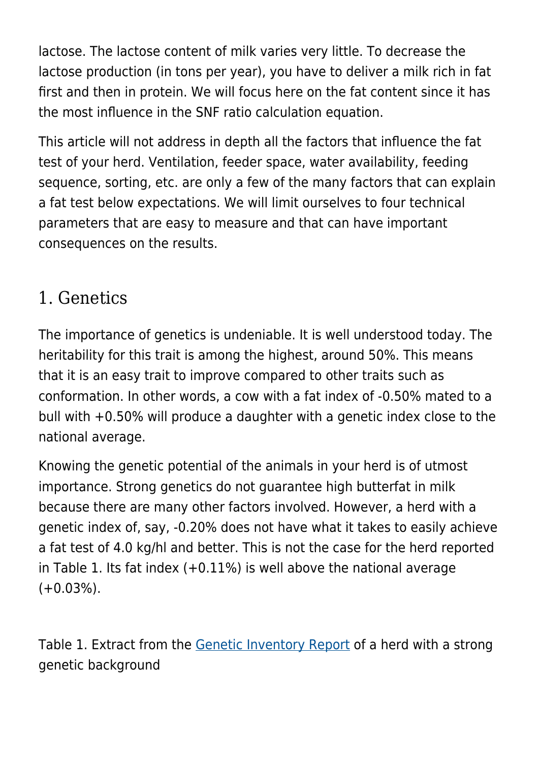lactose. The lactose content of milk varies very little. To decrease the lactose production (in tons per year), you have to deliver a milk rich in fat first and then in protein. We will focus here on the fat content since it has the most influence in the SNF ratio calculation equation.

This article will not address in depth all the factors that influence the fat test of your herd. Ventilation, feeder space, water availability, feeding sequence, sorting, etc. are only a few of the many factors that can explain a fat test below expectations. We will limit ourselves to four technical parameters that are easy to measure and that can have important consequences on the results.

## 1. Genetics

The importance of genetics is undeniable. It is well understood today. The heritability for this trait is among the highest, around 50%. This means that it is an easy trait to improve compared to other traits such as conformation. In other words, a cow with a fat index of -0.50% mated to a bull with +0.50% will produce a daughter with a genetic index close to the national average.

Knowing the genetic potential of the animals in your herd is of utmost importance. Strong genetics do not guarantee high butterfat in milk because there are many other factors involved. However, a herd with a genetic index of, say, -0.20% does not have what it takes to easily achieve a fat test of 4.0 kg/hl and better. This is not the case for the herd reported in Table 1. Its fat index (+0.11%) is well above the national average (+0.03%).

Table 1. Extract from the Genetic Inventory Report of a herd with a strong genetic background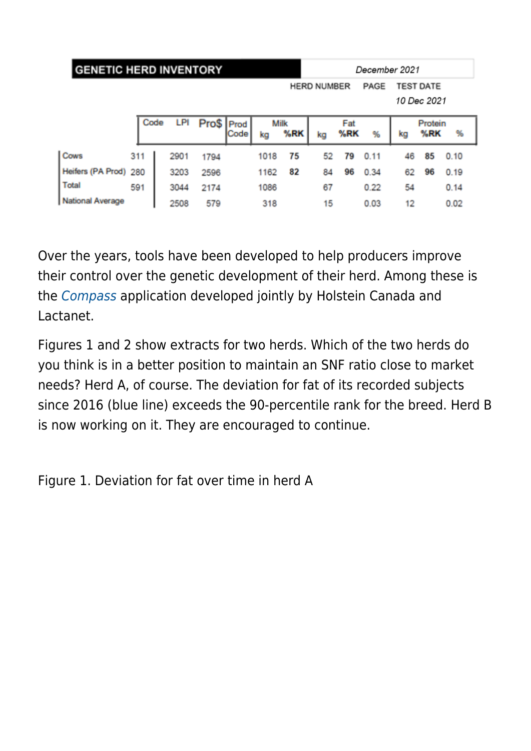| GENETIC HERD INVENTORY | | | | | | | | | | | | | | December 2021 |
|---|---|---|---|---|---|---|---|---|---|---|---|---|---|---|
| | | | | | | | | HERD NUMBER | | PAGE | | TEST DATE | | |
| | | | | | | | | | | | | 10 Dec 2021 | | |
| | Code | LPI | Pro$ | Prod Code | Milk | | Fat | | | Protein | | | | |
| | | | | | kg | %RK | kg | %RK | % | kg | %RK | % | | |
| Cows | 311 | 2901 | 1794 | | 1018 | **75** | 52 | **79** | 0.11 | 46 | **85** | 0.10 | | |
| Heifers (PA Prod) | 280 | 3203 | 2596 | | 1162 | **82** | 84 | **96** | 0.34 | 62 | **96** | 0.19 | | |
| Total | 591 | 3044 | 2174 | | 1086 | | 67 | | 0.22 | 54 | | 0.14 | | |
| National Average | | 2508 | 579 | | 318 | | 15 | | 0.03 | 12 | | 0.02 | | |

Over the years, tools have been developed to help producers improve their control over the genetic development of their herd. Among these is the *Compass* application developed jointly by Holstein Canada and Lactanet.

Figures 1 and 2 show extracts for two herds. Which of the two herds do you think is in a better position to maintain an SNF ratio close to market needs? Herd A, of course. The deviation for fat of its recorded subjects since 2016 (blue line) exceeds the 90-percentile rank for the breed. Herd B is now working on it. They are encouraged to continue.

Figure 1. Deviation for fat over time in herd A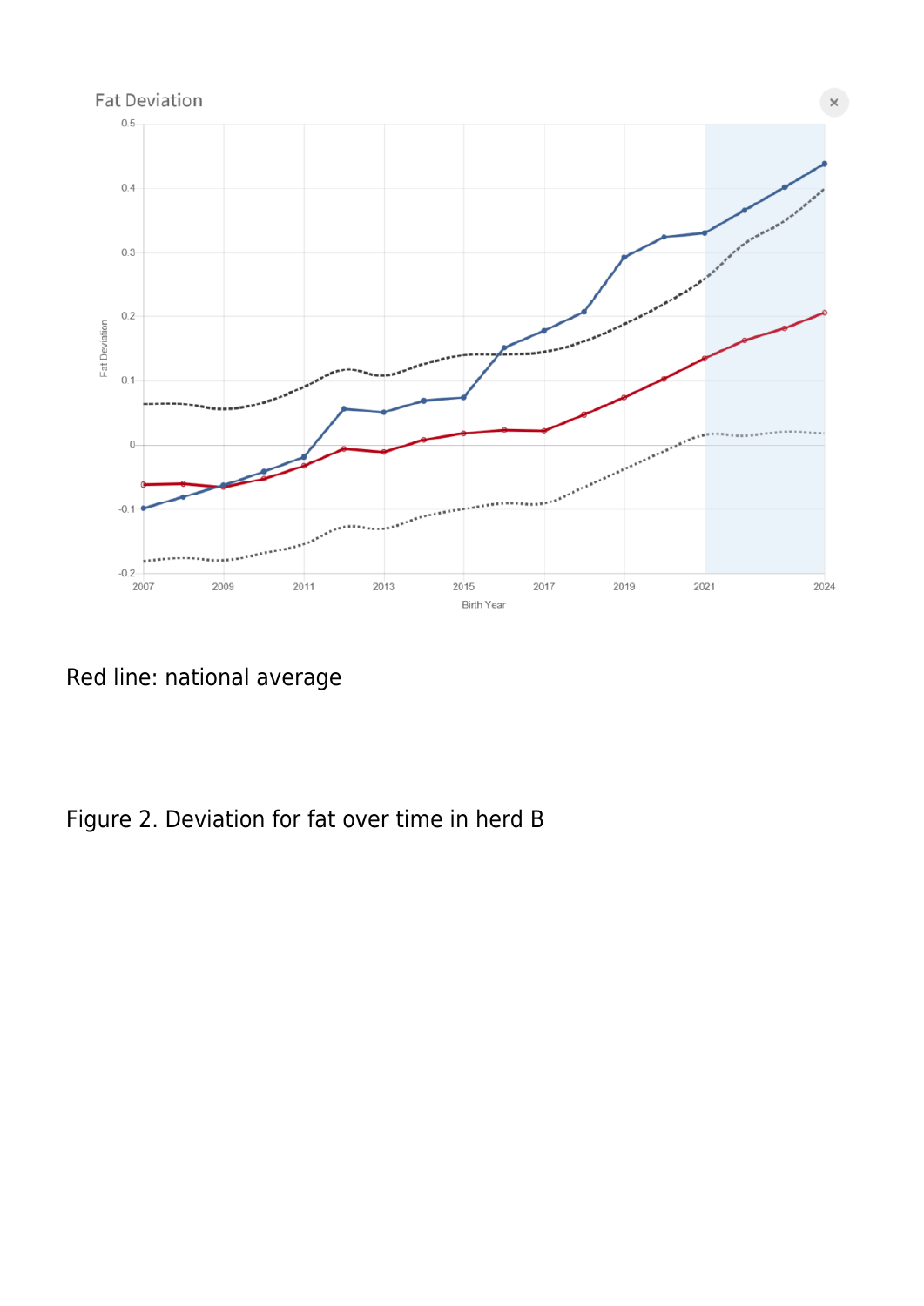Red line: national average

Figure 2. Deviation for fat over time in herd B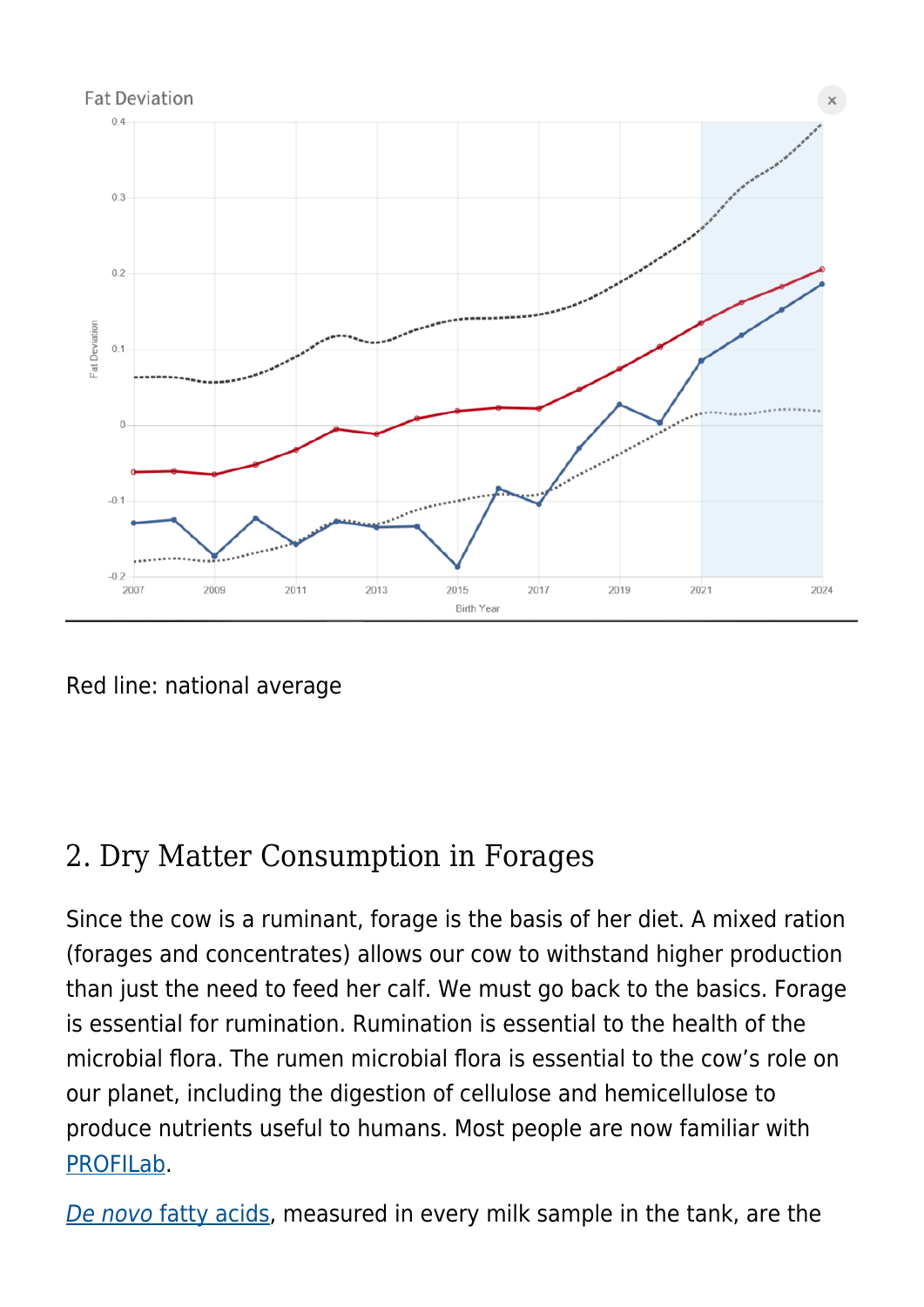Red line: national average

## 2. Dry Matter Consumption in Forages

Since the cow is a ruminant, forage is the basis of her diet. A mixed ration (forages and concentrates) allows our cow to withstand higher production than just the need to feed her calf. We must go back to the basics. Forage is essential for rumination. Rumination is essential to the health of the microbial flora. The rumen microbial flora is essential to the cow's role on our planet, including the digestion of cellulose and hemicellulose to produce nutrients useful to humans. Most people are now familiar with PROFILab.

*De novo* fatty acids, measured in every milk sample in the tank, are the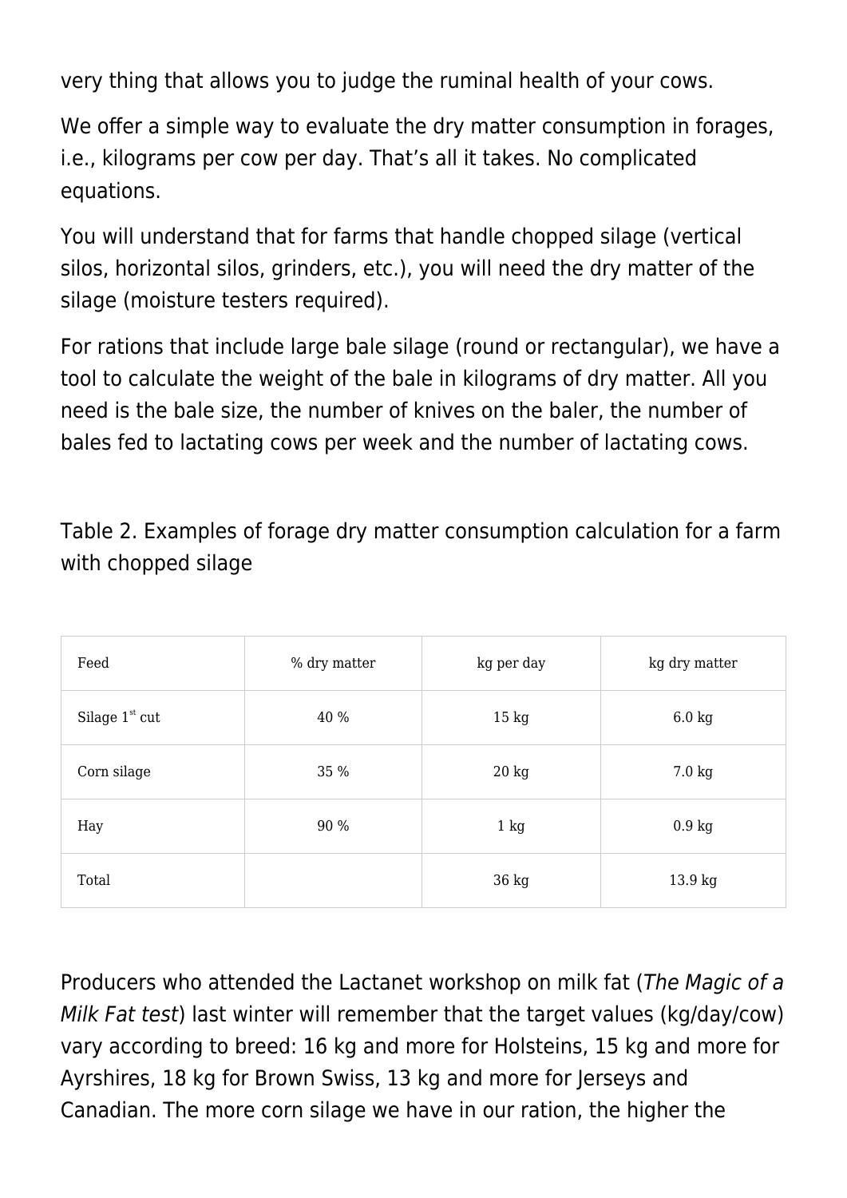very thing that allows you to judge the ruminal health of your cows.

We offer a simple way to evaluate the dry matter consumption in forages, i.e., kilograms per cow per day. That's all it takes. No complicated equations.

You will understand that for farms that handle chopped silage (vertical silos, horizontal silos, grinders, etc.), you will need the dry matter of the silage (moisture testers required).

For rations that include large bale silage (round or rectangular), we have a tool to calculate the weight of the bale in kilograms of dry matter. All you need is the bale size, the number of knives on the baler, the number of bales fed to lactating cows per week and the number of lactating cows.

Table 2. Examples of forage dry matter consumption calculation for a farm with chopped silage

| Feed | % dry matter | kg per day | kg dry matter |
|---|---|---|---|
| Silage 1$^{st}$ cut | 40 % | 15 kg | 6.0 kg |
| Corn silage | 35 % | 20 kg | 7.0 kg |
| Hay | 90 % | 1 kg | 0.9 kg |
| Total | | 36 kg | 13.9 kg |

Producers who attended the Lactanet workshop on milk fat (*The Magic of a Milk Fat test*) last winter will remember that the target values (kg/day/cow) vary according to breed: 16 kg and more for Holsteins, 15 kg and more for Ayrshires, 18 kg for Brown Swiss, 13 kg and more for Jerseys and Canadian. The more corn silage we have in our ration, the higher the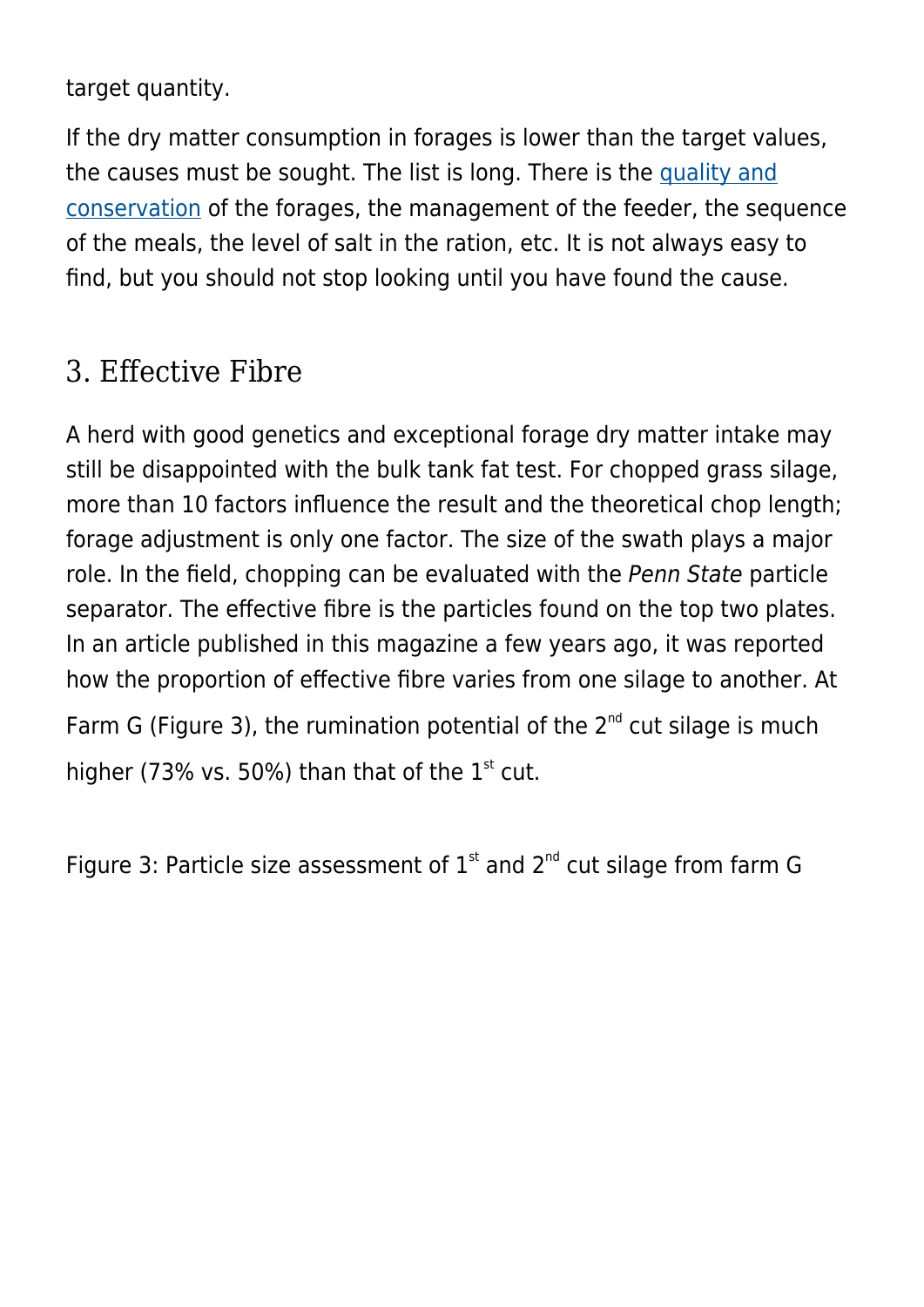target quantity.

If the dry matter consumption in forages is lower than the target values, the causes must be sought. The list is long. There is the [quality and conservation](#) of the forages, the management of the feeder, the sequence of the meals, the level of salt in the ration, etc. It is not always easy to find, but you should not stop looking until you have found the cause.

## 3. Effective Fibre

A herd with good genetics and exceptional forage dry matter intake may still be disappointed with the bulk tank fat test. For chopped grass silage, more than 10 factors influence the result and the theoretical chop length; forage adjustment is only one factor. The size of the swath plays a major role. In the field, chopping can be evaluated with the *Penn State* particle separator. The effective fibre is the particles found on the top two plates. In an article published in this magazine a few years ago, it was reported how the proportion of effective fibre varies from one silage to another. At Farm G (Figure 3), the rumination potential of the 2nd cut silage is much higher (73% vs. 50%) than that of the 1st cut.

Figure 3: Particle size assessment of 1st and 2nd cut silage from farm G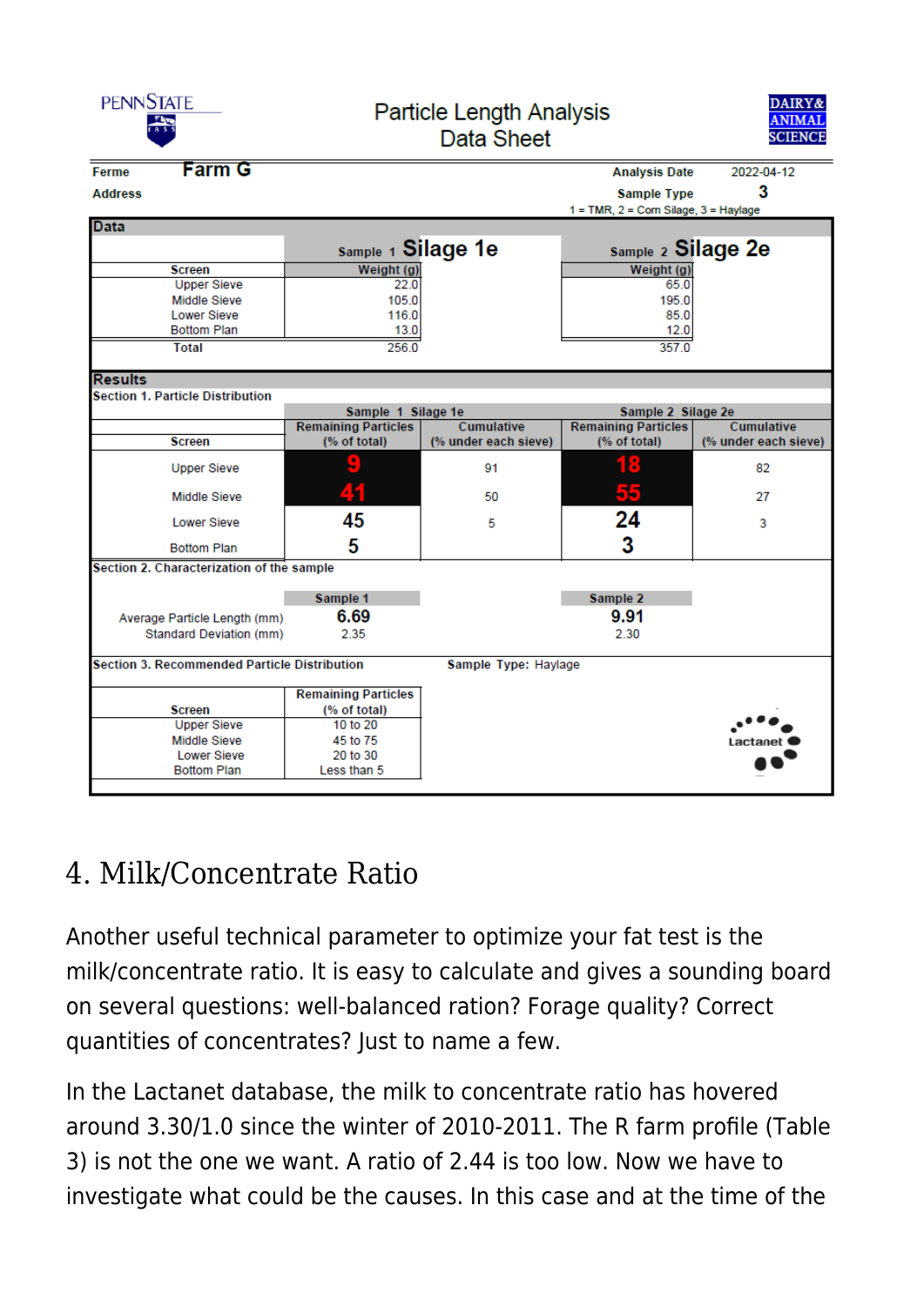PENNSTATE

**Particle Length Analysis**
**Data Sheet**

DAIRY & ANIMAL SCIENCE

| Ferme | Farm G | Analysis Date | 2022-04-12 |
|---|---|---|---|
| Address | | Sample Type | 3 |

1 = TMR, 2 = Corn Silage, 3 = Haylage

**Data**

| Screen | Sample 1 Silage 1e Weight (g) | Sample 2 Silage 2e Weight (g) |
|---|---|---|
| Upper Sieve | 22.0 | 65.0 |
| Middle Sieve | 105.0 | 195.0 |
| Lower Sieve | 116.0 | 85.0 |
| Bottom Plan | 13.0 | 12.0 |
| Total | 256.0 | 357.0 |

**Results**

Section 1. Particle Distribution

| | Sample 1 Silage 1e | | Sample 2 Silage 2e | |
|---|---|---|---|---|
| Screen | Remaining Particles (% of total) | Cumulative (% under each sieve) | Remaining Particles (% of total) | Cumulative (% under each sieve) |
| Upper Sieve | 9 | 91 | 18 | 82 |
| Middle Sieve | 41 | 50 | 55 | 27 |
| Lower Sieve | 45 | 5 | 24 | 3 |
| Bottom Plan | 5 | | 3 | |

Section 2. Characterization of the sample

| | Sample 1 | Sample 2 |
|---|---|---|
| Average Particle Length (mm) | 6.69 | 9.91 |
| Standard Deviation (mm) | 2.35 | 2.30 |

Section 3. Recommended Particle Distribution — Sample Type: Haylage

| Screen | Remaining Particles (% of total) |
|---|---|
| Upper Sieve | 10 to 20 |
| Middle Sieve | 45 to 75 |
| Lower Sieve | 20 to 30 |
| Bottom Plan | Less than 5 |

Lactanet

## 4. Milk/Concentrate Ratio

Another useful technical parameter to optimize your fat test is the milk/concentrate ratio. It is easy to calculate and gives a sounding board on several questions: well-balanced ration? Forage quality? Correct quantities of concentrates? Just to name a few.

In the Lactanet database, the milk to concentrate ratio has hovered around 3.30/1.0 since the winter of 2010-2011. The R farm profile (Table 3) is not the one we want. A ratio of 2.44 is too low. Now we have to investigate what could be the causes. In this case and at the time of the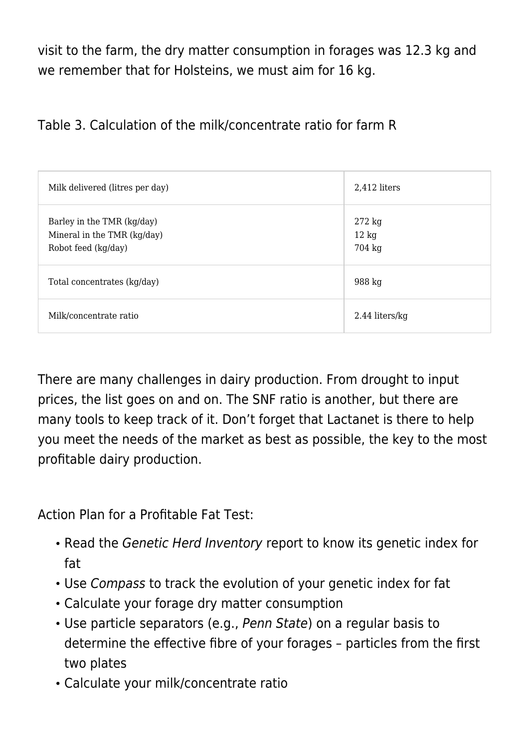visit to the farm, the dry matter consumption in forages was 12.3 kg and we remember that for Holsteins, we must aim for 16 kg.

Table 3. Calculation of the milk/concentrate ratio for farm R

| | |
|---|---|
| Milk delivered (litres per day) | 2,412 liters |
| Barley in the TMR (kg/day)<br>Mineral in the TMR (kg/day)<br>Robot feed (kg/day) | 272 kg<br>12 kg<br>704 kg |
| Total concentrates (kg/day) | 988 kg |
| Milk/concentrate ratio | 2.44 liters/kg |

There are many challenges in dairy production. From drought to input prices, the list goes on and on. The SNF ratio is another, but there are many tools to keep track of it. Don't forget that Lactanet is there to help you meet the needs of the market as best as possible, the key to the most profitable dairy production.

Action Plan for a Profitable Fat Test:

- Read the *Genetic Herd Inventory* report to know its genetic index for fat
- Use *Compass* to track the evolution of your genetic index for fat
- Calculate your forage dry matter consumption
- Use particle separators (e.g., *Penn State*) on a regular basis to determine the effective fibre of your forages – particles from the first two plates
- Calculate your milk/concentrate ratio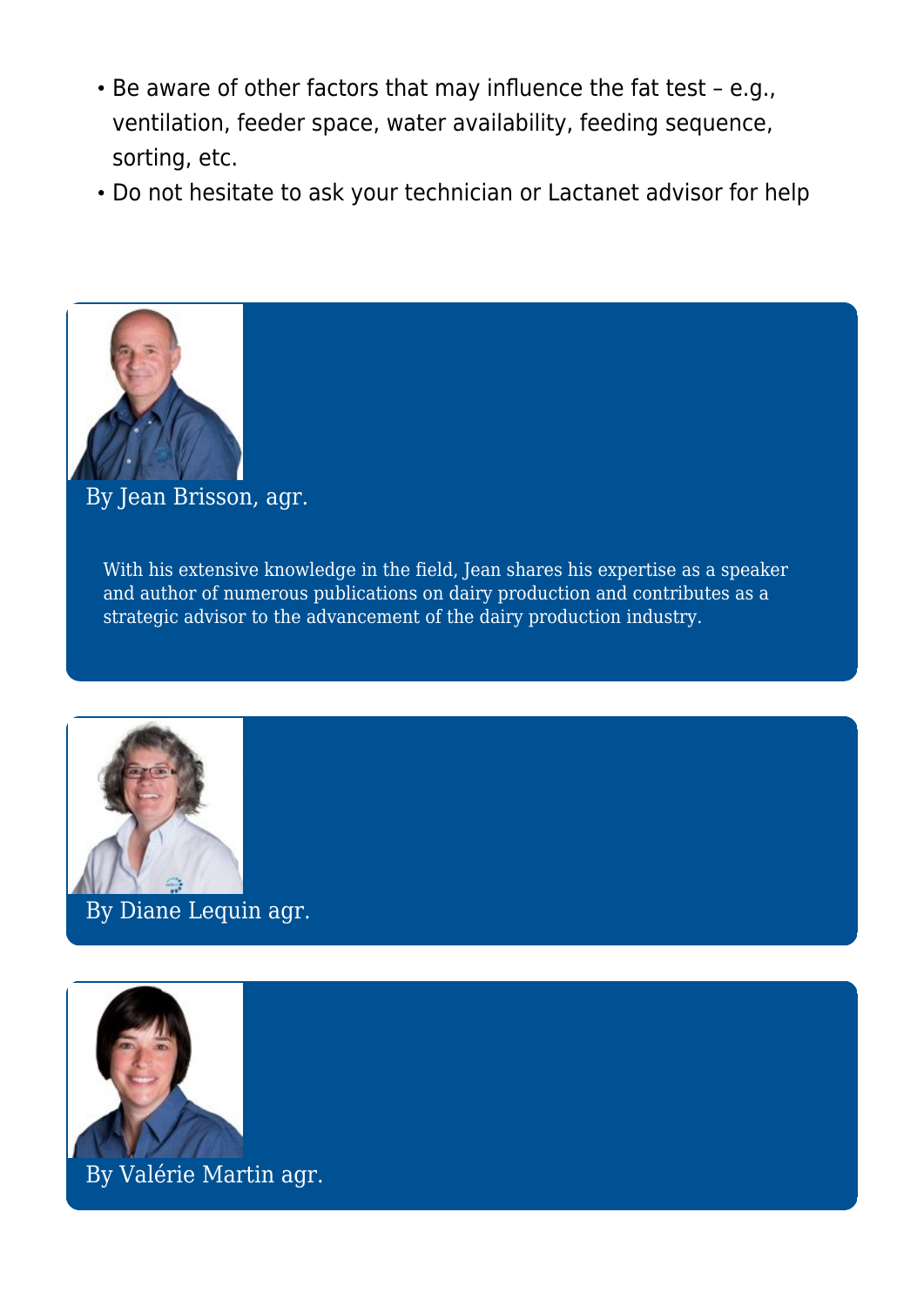- Be aware of other factors that may influence the fat test – e.g., ventilation, feeder space, water availability, feeding sequence, sorting, etc.
- Do not hesitate to ask your technician or Lactanet advisor for help

By Jean Brisson, agr.

With his extensive knowledge in the field, Jean shares his expertise as a speaker and author of numerous publications on dairy production and contributes as a strategic advisor to the advancement of the dairy production industry.

By Diane Lequin agr.

By Valérie Martin agr.